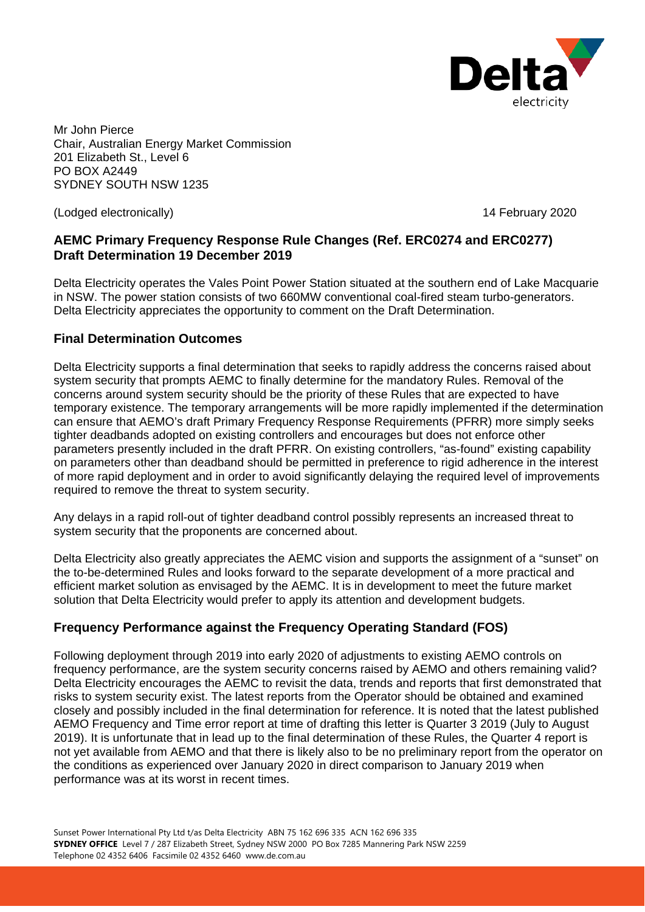Mr John Pierce
Chair, Australian Energy Market Commission
201 Elizabeth St., Level 6
PO BOX A2449
SYDNEY SOUTH NSW 1235

(Lodged electronically) 14 February 2020

**AEMC Primary Frequency Response Rule Changes (Ref. ERC0274 and ERC0277) Draft Determination 19 December 2019**

Delta Electricity operates the Vales Point Power Station situated at the southern end of Lake Macquarie in NSW. The power station consists of two 660MW conventional coal-fired steam turbo-generators. Delta Electricity appreciates the opportunity to comment on the Draft Determination.

## Final Determination Outcomes

Delta Electricity supports a final determination that seeks to rapidly address the concerns raised about system security that prompts AEMC to finally determine for the mandatory Rules. Removal of the concerns around system security should be the priority of these Rules that are expected to have temporary existence. The temporary arrangements will be more rapidly implemented if the determination can ensure that AEMO's draft Primary Frequency Response Requirements (PFRR) more simply seeks tighter deadbands adopted on existing controllers and encourages but does not enforce other parameters presently included in the draft PFRR. On existing controllers, "as-found" existing capability on parameters other than deadband should be permitted in preference to rigid adherence in the interest of more rapid deployment and in order to avoid significantly delaying the required level of improvements required to remove the threat to system security.

Any delays in a rapid roll-out of tighter deadband control possibly represents an increased threat to system security that the proponents are concerned about.

Delta Electricity also greatly appreciates the AEMC vision and supports the assignment of a "sunset" on the to-be-determined Rules and looks forward to the separate development of a more practical and efficient market solution as envisaged by the AEMC. It is in development to meet the future market solution that Delta Electricity would prefer to apply its attention and development budgets.

## Frequency Performance against the Frequency Operating Standard (FOS)

Following deployment through 2019 into early 2020 of adjustments to existing AEMO controls on frequency performance, are the system security concerns raised by AEMO and others remaining valid? Delta Electricity encourages the AEMC to revisit the data, trends and reports that first demonstrated that risks to system security exist. The latest reports from the Operator should be obtained and examined closely and possibly included in the final determination for reference. It is noted that the latest published AEMO Frequency and Time error report at time of drafting this letter is Quarter 3 2019 (July to August 2019). It is unfortunate that in lead up to the final determination of these Rules, the Quarter 4 report is not yet available from AEMO and that there is likely also to be no preliminary report from the operator on the conditions as experienced over January 2020 in direct comparison to January 2019 when performance was at its worst in recent times.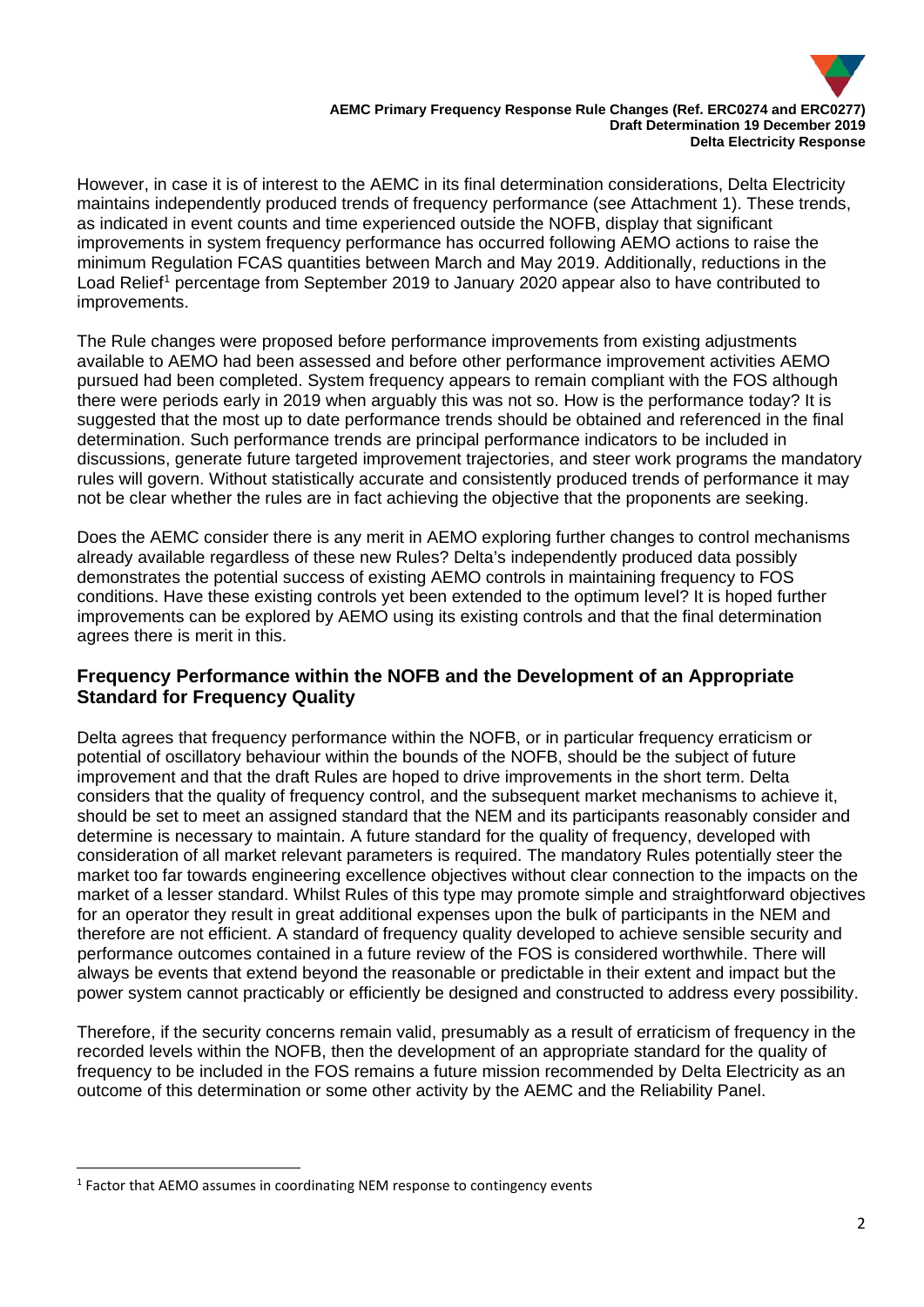However, in case it is of interest to the AEMC in its final determination considerations, Delta Electricity maintains independently produced trends of frequency performance (see Attachment 1). These trends, as indicated in event counts and time experienced outside the NOFB, display that significant improvements in system frequency performance has occurred following AEMO actions to raise the minimum Regulation FCAS quantities between March and May 2019. Additionally, reductions in the Load Relief[1] percentage from September 2019 to January 2020 appear also to have contributed to improvements.

The Rule changes were proposed before performance improvements from existing adjustments available to AEMO had been assessed and before other performance improvement activities AEMO pursued had been completed. System frequency appears to remain compliant with the FOS although there were periods early in 2019 when arguably this was not so. How is the performance today? It is suggested that the most up to date performance trends should be obtained and referenced in the final determination. Such performance trends are principal performance indicators to be included in discussions, generate future targeted improvement trajectories, and steer work programs the mandatory rules will govern. Without statistically accurate and consistently produced trends of performance it may not be clear whether the rules are in fact achieving the objective that the proponents are seeking.

Does the AEMC consider there is any merit in AEMO exploring further changes to control mechanisms already available regardless of these new Rules? Delta's independently produced data possibly demonstrates the potential success of existing AEMO controls in maintaining frequency to FOS conditions. Have these existing controls yet been extended to the optimum level? It is hoped further improvements can be explored by AEMO using its existing controls and that the final determination agrees there is merit in this.

## Frequency Performance within the NOFB and the Development of an Appropriate Standard for Frequency Quality

Delta agrees that frequency performance within the NOFB, or in particular frequency erraticism or potential of oscillatory behaviour within the bounds of the NOFB, should be the subject of future improvement and that the draft Rules are hoped to drive improvements in the short term. Delta considers that the quality of frequency control, and the subsequent market mechanisms to achieve it, should be set to meet an assigned standard that the NEM and its participants reasonably consider and determine is necessary to maintain. A future standard for the quality of frequency, developed with consideration of all market relevant parameters is required. The mandatory Rules potentially steer the market too far towards engineering excellence objectives without clear connection to the impacts on the market of a lesser standard. Whilst Rules of this type may promote simple and straightforward objectives for an operator they result in great additional expenses upon the bulk of participants in the NEM and therefore are not efficient. A standard of frequency quality developed to achieve sensible security and performance outcomes contained in a future review of the FOS is considered worthwhile. There will always be events that extend beyond the reasonable or predictable in their extent and impact but the power system cannot practicably or efficiently be designed and constructed to address every possibility.

Therefore, if the security concerns remain valid, presumably as a result of erraticism of frequency in the recorded levels within the NOFB, then the development of an appropriate standard for the quality of frequency to be included in the FOS remains a future mission recommended by Delta Electricity as an outcome of this determination or some other activity by the AEMC and the Reliability Panel.

[1] Factor that AEMO assumes in coordinating NEM response to contingency events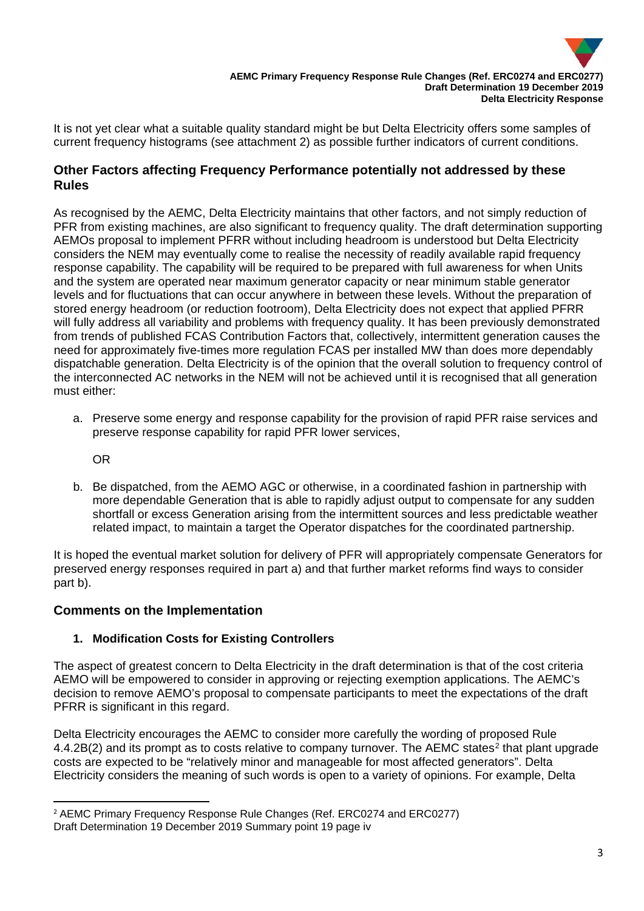It is not yet clear what a suitable quality standard might be but Delta Electricity offers some samples of current frequency histograms (see attachment 2) as possible further indicators of current conditions.

## Other Factors affecting Frequency Performance potentially not addressed by these Rules

As recognised by the AEMC, Delta Electricity maintains that other factors, and not simply reduction of PFR from existing machines, are also significant to frequency quality. The draft determination supporting AEMOs proposal to implement PFRR without including headroom is understood but Delta Electricity considers the NEM may eventually come to realise the necessity of readily available rapid frequency response capability. The capability will be required to be prepared with full awareness for when Units and the system are operated near maximum generator capacity or near minimum stable generator levels and for fluctuations that can occur anywhere in between these levels. Without the preparation of stored energy headroom (or reduction footroom), Delta Electricity does not expect that applied PFRR will fully address all variability and problems with frequency quality. It has been previously demonstrated from trends of published FCAS Contribution Factors that, collectively, intermittent generation causes the need for approximately five-times more regulation FCAS per installed MW than does more dependably dispatchable generation. Delta Electricity is of the opinion that the overall solution to frequency control of the interconnected AC networks in the NEM will not be achieved until it is recognised that all generation must either:

a. Preserve some energy and response capability for the provision of rapid PFR raise services and preserve response capability for rapid PFR lower services,

   OR

b. Be dispatched, from the AEMO AGC or otherwise, in a coordinated fashion in partnership with more dependable Generation that is able to rapidly adjust output to compensate for any sudden shortfall or excess Generation arising from the intermittent sources and less predictable weather related impact, to maintain a target the Operator dispatches for the coordinated partnership.

It is hoped the eventual market solution for delivery of PFR will appropriately compensate Generators for preserved energy responses required in part a) and that further market reforms find ways to consider part b).

## Comments on the Implementation

### 1. Modification Costs for Existing Controllers

The aspect of greatest concern to Delta Electricity in the draft determination is that of the cost criteria AEMO will be empowered to consider in approving or rejecting exemption applications. The AEMC's decision to remove AEMO's proposal to compensate participants to meet the expectations of the draft PFRR is significant in this regard.

Delta Electricity encourages the AEMC to consider more carefully the wording of proposed Rule 4.4.2B(2) and its prompt as to costs relative to company turnover. The AEMC states[2] that plant upgrade costs are expected to be "relatively minor and manageable for most affected generators". Delta Electricity considers the meaning of such words is open to a variety of opinions. For example, Delta

---

[2] AEMC Primary Frequency Response Rule Changes (Ref. ERC0274 and ERC0277) Draft Determination 19 December 2019 Summary point 19 page iv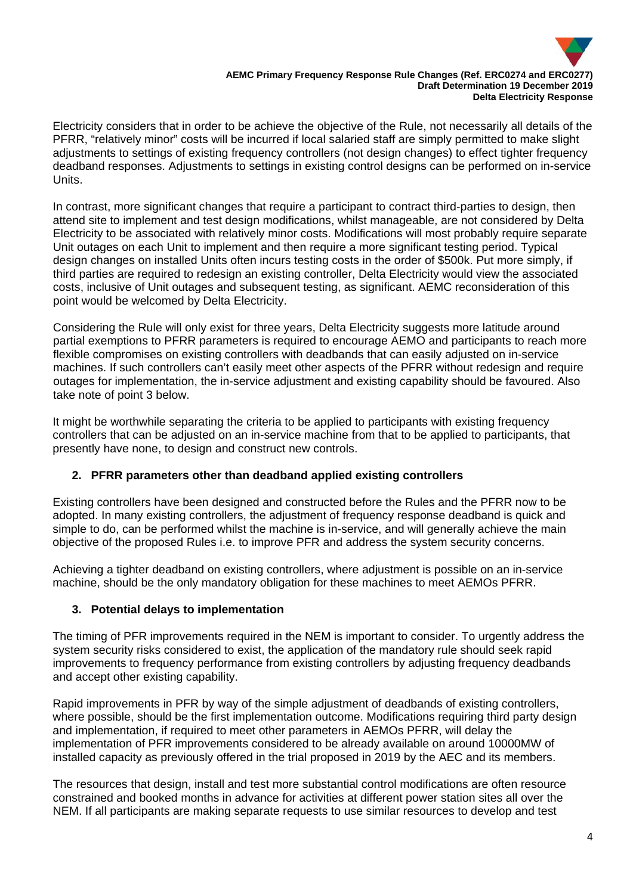Electricity considers that in order to be achieve the objective of the Rule, not necessarily all details of the PFRR, "relatively minor" costs will be incurred if local salaried staff are simply permitted to make slight adjustments to settings of existing frequency controllers (not design changes) to effect tighter frequency deadband responses. Adjustments to settings in existing control designs can be performed on in-service Units.

In contrast, more significant changes that require a participant to contract third-parties to design, then attend site to implement and test design modifications, whilst manageable, are not considered by Delta Electricity to be associated with relatively minor costs. Modifications will most probably require separate Unit outages on each Unit to implement and then require a more significant testing period. Typical design changes on installed Units often incurs testing costs in the order of $500k. Put more simply, if third parties are required to redesign an existing controller, Delta Electricity would view the associated costs, inclusive of Unit outages and subsequent testing, as significant. AEMC reconsideration of this point would be welcomed by Delta Electricity.

Considering the Rule will only exist for three years, Delta Electricity suggests more latitude around partial exemptions to PFRR parameters is required to encourage AEMO and participants to reach more flexible compromises on existing controllers with deadbands that can easily adjusted on in-service machines. If such controllers can't easily meet other aspects of the PFRR without redesign and require outages for implementation, the in-service adjustment and existing capability should be favoured. Also take note of point 3 below.

It might be worthwhile separating the criteria to be applied to participants with existing frequency controllers that can be adjusted on an in-service machine from that to be applied to participants, that presently have none, to design and construct new controls.

### 2. PFRR parameters other than deadband applied existing controllers

Existing controllers have been designed and constructed before the Rules and the PFRR now to be adopted. In many existing controllers, the adjustment of frequency response deadband is quick and simple to do, can be performed whilst the machine is in-service, and will generally achieve the main objective of the proposed Rules i.e. to improve PFR and address the system security concerns.

Achieving a tighter deadband on existing controllers, where adjustment is possible on an in-service machine, should be the only mandatory obligation for these machines to meet AEMOs PFRR.

### 3. Potential delays to implementation

The timing of PFR improvements required in the NEM is important to consider. To urgently address the system security risks considered to exist, the application of the mandatory rule should seek rapid improvements to frequency performance from existing controllers by adjusting frequency deadbands and accept other existing capability.

Rapid improvements in PFR by way of the simple adjustment of deadbands of existing controllers, where possible, should be the first implementation outcome. Modifications requiring third party design and implementation, if required to meet other parameters in AEMOs PFRR, will delay the implementation of PFR improvements considered to be already available on around 10000MW of installed capacity as previously offered in the trial proposed in 2019 by the AEC and its members.

The resources that design, install and test more substantial control modifications are often resource constrained and booked months in advance for activities at different power station sites all over the NEM. If all participants are making separate requests to use similar resources to develop and test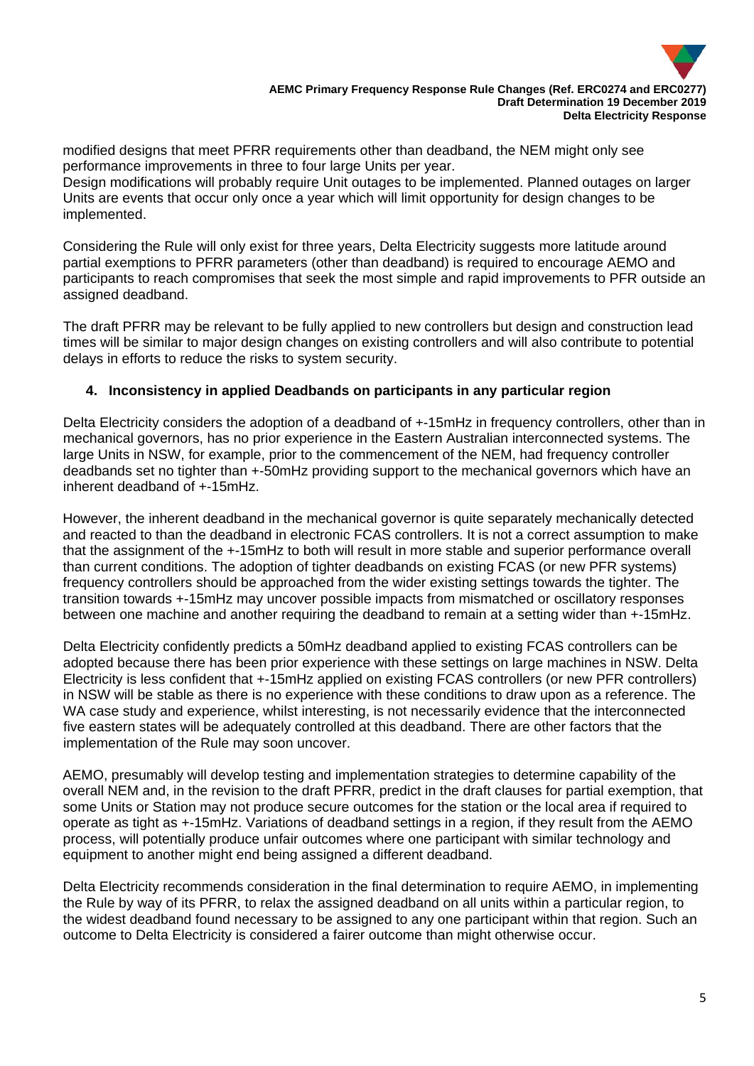modified designs that meet PFRR requirements other than deadband, the NEM might only see performance improvements in three to four large Units per year.
Design modifications will probably require Unit outages to be implemented. Planned outages on larger Units are events that occur only once a year which will limit opportunity for design changes to be implemented.

Considering the Rule will only exist for three years, Delta Electricity suggests more latitude around partial exemptions to PFRR parameters (other than deadband) is required to encourage AEMO and participants to reach compromises that seek the most simple and rapid improvements to PFR outside an assigned deadband.

The draft PFRR may be relevant to be fully applied to new controllers but design and construction lead times will be similar to major design changes on existing controllers and will also contribute to potential delays in efforts to reduce the risks to system security.

## 4. Inconsistency in applied Deadbands on participants in any particular region

Delta Electricity considers the adoption of a deadband of +-15mHz in frequency controllers, other than in mechanical governors, has no prior experience in the Eastern Australian interconnected systems. The large Units in NSW, for example, prior to the commencement of the NEM, had frequency controller deadbands set no tighter than +-50mHz providing support to the mechanical governors which have an inherent deadband of +-15mHz.

However, the inherent deadband in the mechanical governor is quite separately mechanically detected and reacted to than the deadband in electronic FCAS controllers. It is not a correct assumption to make that the assignment of the +-15mHz to both will result in more stable and superior performance overall than current conditions. The adoption of tighter deadbands on existing FCAS (or new PFR systems) frequency controllers should be approached from the wider existing settings towards the tighter. The transition towards +-15mHz may uncover possible impacts from mismatched or oscillatory responses between one machine and another requiring the deadband to remain at a setting wider than +-15mHz.

Delta Electricity confidently predicts a 50mHz deadband applied to existing FCAS controllers can be adopted because there has been prior experience with these settings on large machines in NSW. Delta Electricity is less confident that +-15mHz applied on existing FCAS controllers (or new PFR controllers) in NSW will be stable as there is no experience with these conditions to draw upon as a reference. The WA case study and experience, whilst interesting, is not necessarily evidence that the interconnected five eastern states will be adequately controlled at this deadband. There are other factors that the implementation of the Rule may soon uncover.

AEMO, presumably will develop testing and implementation strategies to determine capability of the overall NEM and, in the revision to the draft PFRR, predict in the draft clauses for partial exemption, that some Units or Station may not produce secure outcomes for the station or the local area if required to operate as tight as +-15mHz. Variations of deadband settings in a region, if they result from the AEMO process, will potentially produce unfair outcomes where one participant with similar technology and equipment to another might end being assigned a different deadband.

Delta Electricity recommends consideration in the final determination to require AEMO, in implementing the Rule by way of its PFRR, to relax the assigned deadband on all units within a particular region, to the widest deadband found necessary to be assigned to any one participant within that region. Such an outcome to Delta Electricity is considered a fairer outcome than might otherwise occur.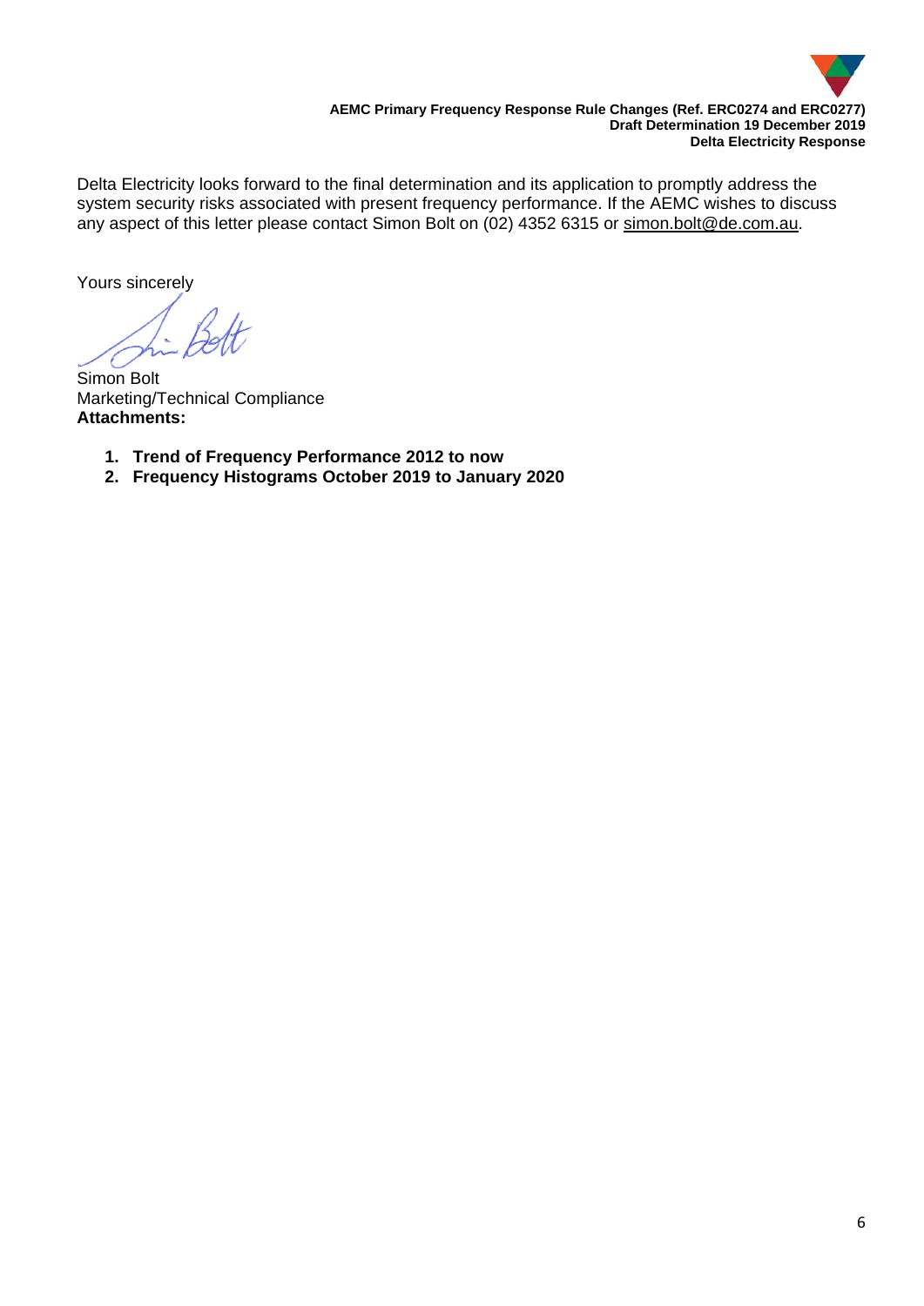Delta Electricity looks forward to the final determination and its application to promptly address the system security risks associated with present frequency performance. If the AEMC wishes to discuss any aspect of this letter please contact Simon Bolt on (02) 4352 6315 or simon.bolt@de.com.au.

Yours sincerely

Simon Bolt
Marketing/Technical Compliance
**Attachments:**

1. **Trend of Frequency Performance 2012 to now**
2. **Frequency Histograms October 2019 to January 2020**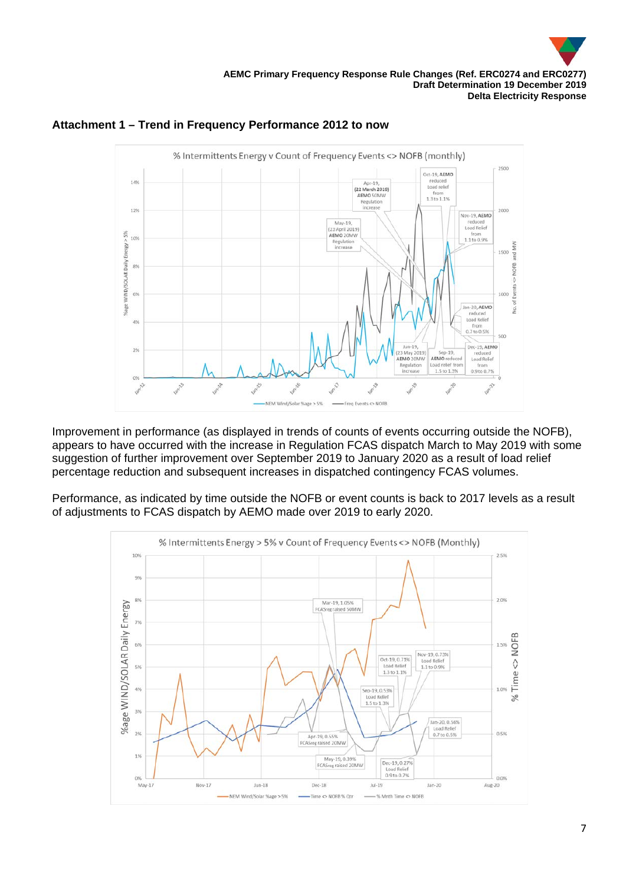## Attachment 1 – Trend in Frequency Performance 2012 to now

Improvement in performance (as displayed in trends of counts of events occurring outside the NOFB), appears to have occurred with the increase in Regulation FCAS dispatch March to May 2019 with some suggestion of further improvement over September 2019 to January 2020 as a result of load relief percentage reduction and subsequent increases in dispatched contingency FCAS volumes.

Performance, as indicated by time outside the NOFB or event counts is back to 2017 levels as a result of adjustments to FCAS dispatch by AEMO made over 2019 to early 2020.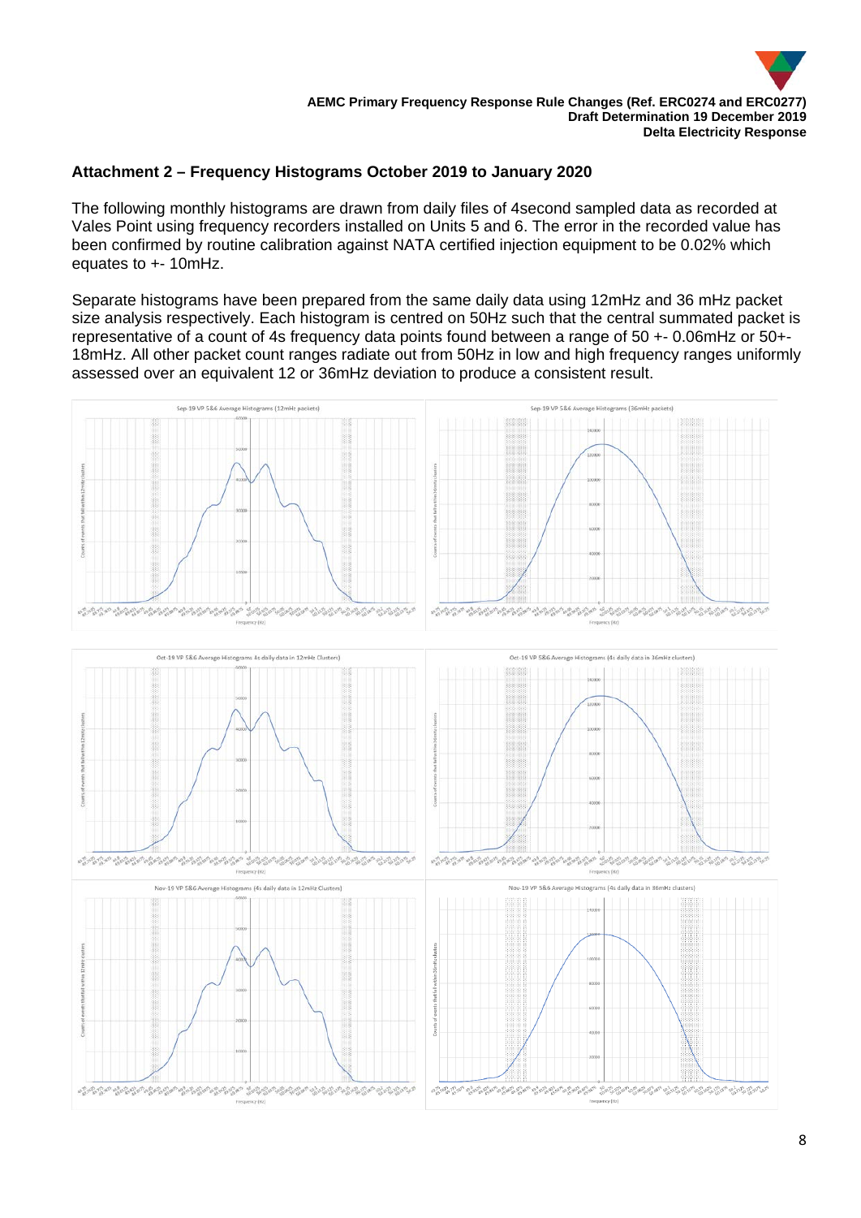## Attachment 2 – Frequency Histograms October 2019 to January 2020

The following monthly histograms are drawn from daily files of 4second sampled data as recorded at Vales Point using frequency recorders installed on Units 5 and 6. The error in the recorded value has been confirmed by routine calibration against NATA certified injection equipment to be 0.02% which equates to +- 10mHz.

Separate histograms have been prepared from the same daily data using 12mHz and 36 mHz packet size analysis respectively. Each histogram is centred on 50Hz such that the central summated packet is representative of a count of 4s frequency data points found between a range of 50 +- 0.06mHz or 50+- 18mHz. All other packet count ranges radiate out from 50Hz in low and high frequency ranges uniformly assessed over an equivalent 12 or 36mHz deviation to produce a consistent result.

Sep-19 VP 5&6 Average Histograms (12mHz packets)

Sep-19 VP 5&6 Average Histograms (36mHz packets)

Oct-19 VP 5&6 Average Histograms 4s daily data in 12mHz Clusters)

Oct-19 VP 5&6 Average Histograms (4s daily data in 36mHz clusters)

Nov-19 VP 5&6 Average Histograms (4s daily data in 12mHz Clusters)

Nov-19 VP 5&6 Average Histograms (4s daily data in 36mHz clusters)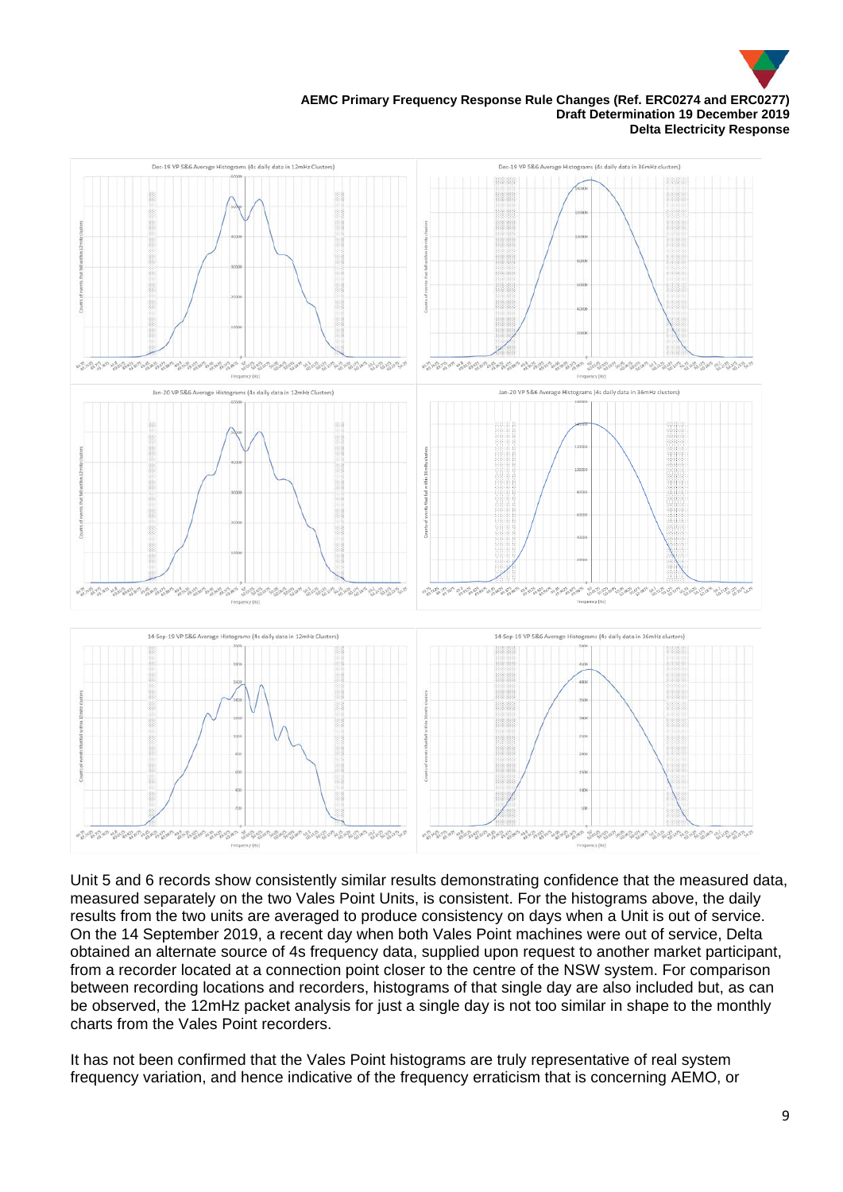Dec-19 VP 5&6 Average Histograms (4s daily data in 12mHz Clusters)

Dec-19 VP 5&6 Average Histograms (4s daily data in 36mHz clusters)

Jan-20 VP 5&6 Average Histograms (4s daily data in 12mHz Clusters)

Jan-20 VP 5&6 Average Histograms (4s daily data in 36mHz clusters)

14-Sep-19 VP 5&6 Average Histograms (4s daily data in 12mHz clusters)

14-Sep-19 VP 5&6 Average Histograms (4s daily data in 36mHz clusters)

Unit 5 and 6 records show consistently similar results demonstrating confidence that the measured data, measured separately on the two Vales Point Units, is consistent. For the histograms above, the daily results from the two units are averaged to produce consistency on days when a Unit is out of service. On the 14 September 2019, a recent day when both Vales Point machines were out of service, Delta obtained an alternate source of 4s frequency data, supplied upon request to another market participant, from a recorder located at a connection point closer to the centre of the NSW system. For comparison between recording locations and recorders, histograms of that single day are also included but, as can be observed, the 12mHz packet analysis for just a single day is not too similar in shape to the monthly charts from the Vales Point recorders.

It has not been confirmed that the Vales Point histograms are truly representative of real system frequency variation, and hence indicative of the frequency erraticism that is concerning AEMO, or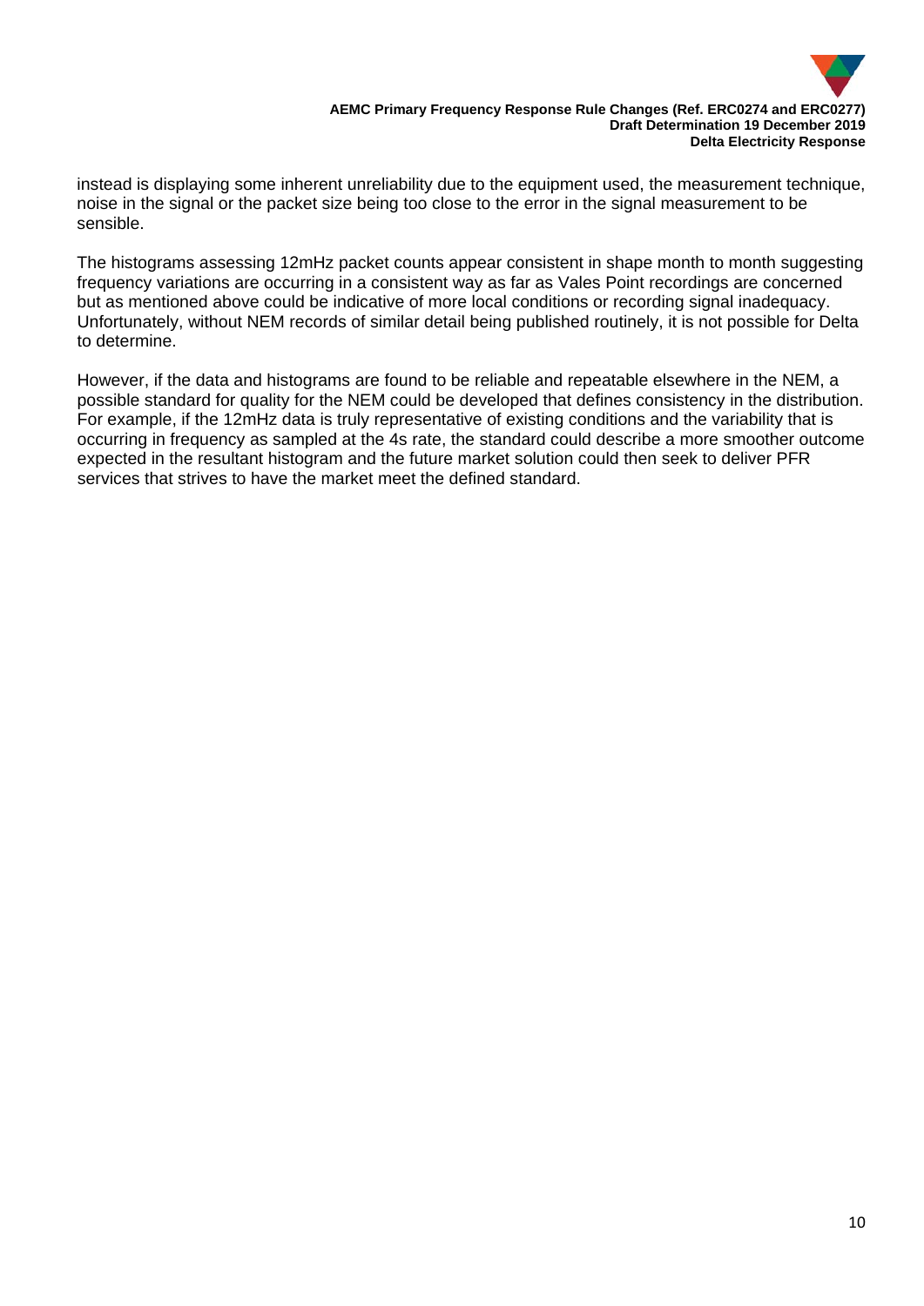instead is displaying some inherent unreliability due to the equipment used, the measurement technique, noise in the signal or the packet size being too close to the error in the signal measurement to be sensible.

The histograms assessing 12mHz packet counts appear consistent in shape month to month suggesting frequency variations are occurring in a consistent way as far as Vales Point recordings are concerned but as mentioned above could be indicative of more local conditions or recording signal inadequacy. Unfortunately, without NEM records of similar detail being published routinely, it is not possible for Delta to determine.

However, if the data and histograms are found to be reliable and repeatable elsewhere in the NEM, a possible standard for quality for the NEM could be developed that defines consistency in the distribution. For example, if the 12mHz data is truly representative of existing conditions and the variability that is occurring in frequency as sampled at the 4s rate, the standard could describe a more smoother outcome expected in the resultant histogram and the future market solution could then seek to deliver PFR services that strives to have the market meet the defined standard.